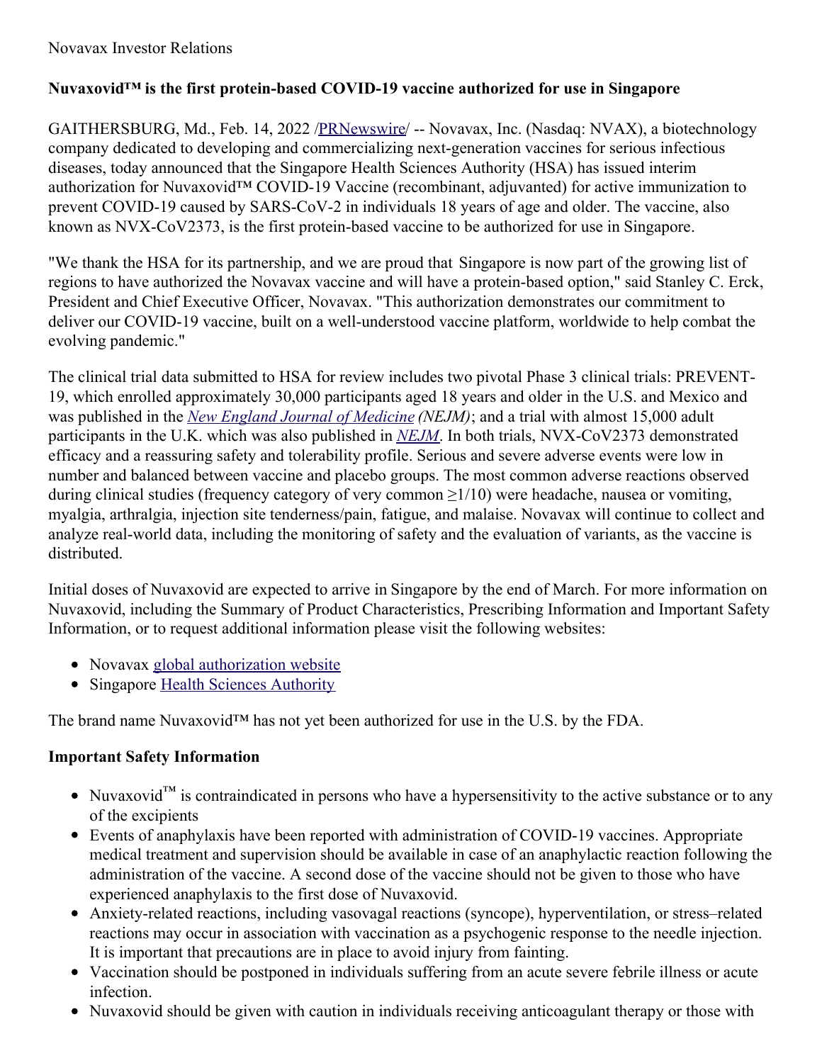Novavax Investor Relations

**Nuvaxovid™ is the first protein-based COVID-19 vaccine authorized for use in Singapore**

GAITHERSBURG, Md., Feb. 14, 2022 /PRNewswire/ -- Novavax, Inc. (Nasdaq: NVAX), a biotechnology company dedicated to developing and commercializing next-generation vaccines for serious infectious diseases, today announced that the Singapore Health Sciences Authority (HSA) has issued interim authorization for Nuvaxovid™ COVID-19 Vaccine (recombinant, adjuvanted) for active immunization to prevent COVID-19 caused by SARS-CoV-2 in individuals 18 years of age and older. The vaccine, also known as NVX-CoV2373, is the first protein-based vaccine to be authorized for use in Singapore.

"We thank the HSA for its partnership, and we are proud that Singapore is now part of the growing list of regions to have authorized the Novavax vaccine and will have a protein-based option," said Stanley C. Erck, President and Chief Executive Officer, Novavax. "This authorization demonstrates our commitment to deliver our COVID-19 vaccine, built on a well-understood vaccine platform, worldwide to help combat the evolving pandemic."

The clinical trial data submitted to HSA for review includes two pivotal Phase 3 clinical trials: PREVENT-19, which enrolled approximately 30,000 participants aged 18 years and older in the U.S. and Mexico and was published in the *New England Journal of Medicine (NEJM)*; and a trial with almost 15,000 adult participants in the U.K. which was also published in *NEJM*. In both trials, NVX-CoV2373 demonstrated efficacy and a reassuring safety and tolerability profile. Serious and severe adverse events were low in number and balanced between vaccine and placebo groups. The most common adverse reactions observed during clinical studies (frequency category of very common ≥1/10) were headache, nausea or vomiting, myalgia, arthralgia, injection site tenderness/pain, fatigue, and malaise. Novavax will continue to collect and analyze real-world data, including the monitoring of safety and the evaluation of variants, as the vaccine is distributed.

Initial doses of Nuvaxovid are expected to arrive in Singapore by the end of March. For more information on Nuvaxovid, including the Summary of Product Characteristics, Prescribing Information and Important Safety Information, or to request additional information please visit the following websites:

- Novavax global authorization website
- Singapore Health Sciences Authority

The brand name Nuvaxovid™ has not yet been authorized for use in the U.S. by the FDA.

**Important Safety Information**

- Nuvaxovid™ is contraindicated in persons who have a hypersensitivity to the active substance or to any of the excipients
- Events of anaphylaxis have been reported with administration of COVID-19 vaccines. Appropriate medical treatment and supervision should be available in case of an anaphylactic reaction following the administration of the vaccine. A second dose of the vaccine should not be given to those who have experienced anaphylaxis to the first dose of Nuvaxovid.
- Anxiety-related reactions, including vasovagal reactions (syncope), hyperventilation, or stress–related reactions may occur in association with vaccination as a psychogenic response to the needle injection. It is important that precautions are in place to avoid injury from fainting.
- Vaccination should be postponed in individuals suffering from an acute severe febrile illness or acute infection.
- Nuvaxovid should be given with caution in individuals receiving anticoagulant therapy or those with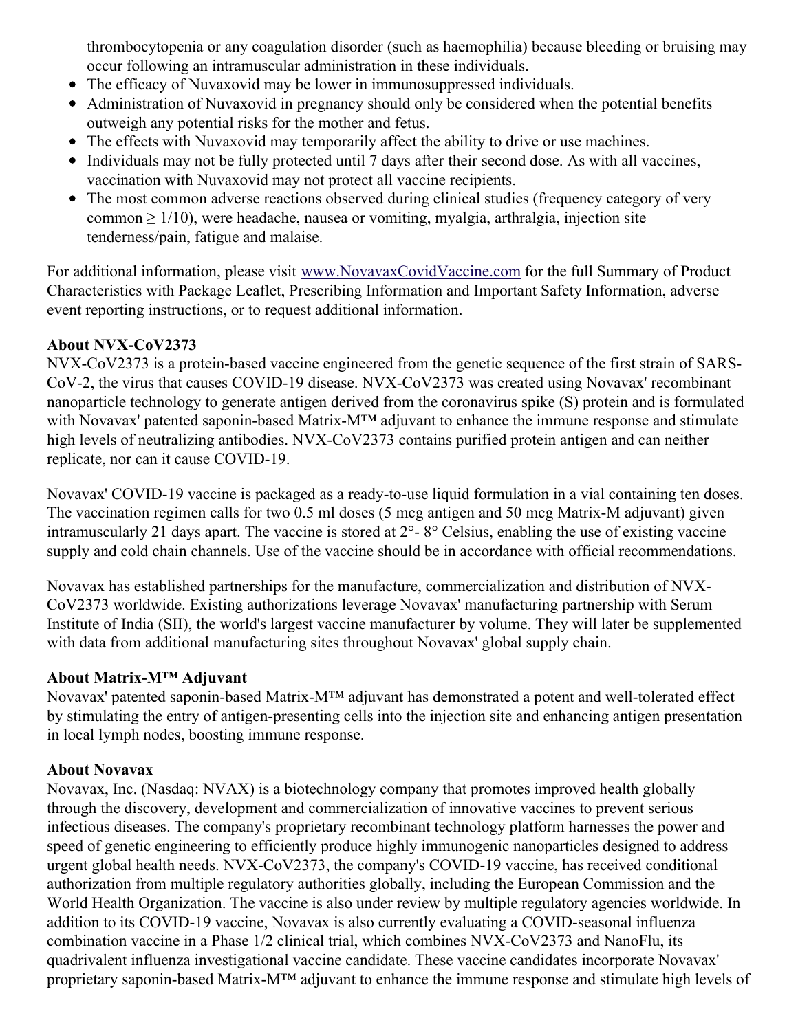thrombocytopenia or any coagulation disorder (such as haemophilia) because bleeding or bruising may occur following an intramuscular administration in these individuals.

- The efficacy of Nuvaxovid may be lower in immunosuppressed individuals.
- Administration of Nuvaxovid in pregnancy should only be considered when the potential benefits outweigh any potential risks for the mother and fetus.
- The effects with Nuvaxovid may temporarily affect the ability to drive or use machines.
- Individuals may not be fully protected until 7 days after their second dose. As with all vaccines, vaccination with Nuvaxovid may not protect all vaccine recipients.
- The most common adverse reactions observed during clinical studies (frequency category of very common ≥ 1/10), were headache, nausea or vomiting, myalgia, arthralgia, injection site tenderness/pain, fatigue and malaise.

For additional information, please visit www.NovavaxCovidVaccine.com for the full Summary of Product Characteristics with Package Leaflet, Prescribing Information and Important Safety Information, adverse event reporting instructions, or to request additional information.

**About NVX-CoV2373**

NVX-CoV2373 is a protein-based vaccine engineered from the genetic sequence of the first strain of SARS-CoV-2, the virus that causes COVID-19 disease. NVX-CoV2373 was created using Novavax' recombinant nanoparticle technology to generate antigen derived from the coronavirus spike (S) protein and is formulated with Novavax' patented saponin-based Matrix-M™ adjuvant to enhance the immune response and stimulate high levels of neutralizing antibodies. NVX-CoV2373 contains purified protein antigen and can neither replicate, nor can it cause COVID-19.

Novavax' COVID-19 vaccine is packaged as a ready-to-use liquid formulation in a vial containing ten doses. The vaccination regimen calls for two 0.5 ml doses (5 mcg antigen and 50 mcg Matrix-M adjuvant) given intramuscularly 21 days apart. The vaccine is stored at 2°- 8° Celsius, enabling the use of existing vaccine supply and cold chain channels. Use of the vaccine should be in accordance with official recommendations.

Novavax has established partnerships for the manufacture, commercialization and distribution of NVX-CoV2373 worldwide. Existing authorizations leverage Novavax' manufacturing partnership with Serum Institute of India (SII), the world's largest vaccine manufacturer by volume. They will later be supplemented with data from additional manufacturing sites throughout Novavax' global supply chain.

**About Matrix-M™ Adjuvant**

Novavax' patented saponin-based Matrix-M™ adjuvant has demonstrated a potent and well-tolerated effect by stimulating the entry of antigen-presenting cells into the injection site and enhancing antigen presentation in local lymph nodes, boosting immune response.

**About Novavax**

Novavax, Inc. (Nasdaq: NVAX) is a biotechnology company that promotes improved health globally through the discovery, development and commercialization of innovative vaccines to prevent serious infectious diseases. The company's proprietary recombinant technology platform harnesses the power and speed of genetic engineering to efficiently produce highly immunogenic nanoparticles designed to address urgent global health needs. NVX-CoV2373, the company's COVID-19 vaccine, has received conditional authorization from multiple regulatory authorities globally, including the European Commission and the World Health Organization. The vaccine is also under review by multiple regulatory agencies worldwide. In addition to its COVID-19 vaccine, Novavax is also currently evaluating a COVID-seasonal influenza combination vaccine in a Phase 1/2 clinical trial, which combines NVX-CoV2373 and NanoFlu, its quadrivalent influenza investigational vaccine candidate. These vaccine candidates incorporate Novavax' proprietary saponin-based Matrix-M™ adjuvant to enhance the immune response and stimulate high levels of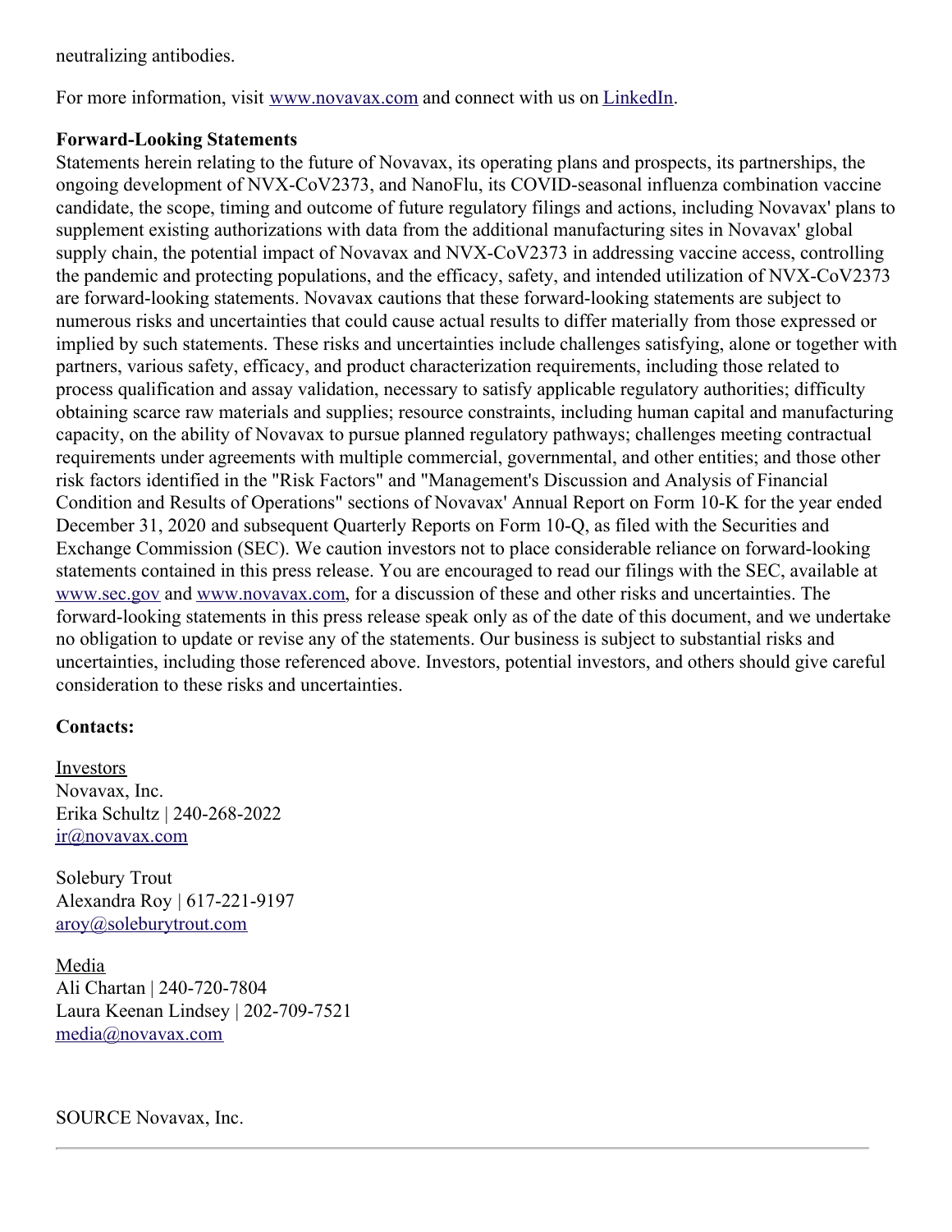neutralizing antibodies.

For more information, visit [www.novavax.com](www.novavax.com) and connect with us on [LinkedIn](LinkedIn).

**Forward-Looking Statements**

Statements herein relating to the future of Novavax, its operating plans and prospects, its partnerships, the ongoing development of NVX-CoV2373, and NanoFlu, its COVID-seasonal influenza combination vaccine candidate, the scope, timing and outcome of future regulatory filings and actions, including Novavax' plans to supplement existing authorizations with data from the additional manufacturing sites in Novavax' global supply chain, the potential impact of Novavax and NVX-CoV2373 in addressing vaccine access, controlling the pandemic and protecting populations, and the efficacy, safety, and intended utilization of NVX-CoV2373 are forward-looking statements. Novavax cautions that these forward-looking statements are subject to numerous risks and uncertainties that could cause actual results to differ materially from those expressed or implied by such statements. These risks and uncertainties include challenges satisfying, alone or together with partners, various safety, efficacy, and product characterization requirements, including those related to process qualification and assay validation, necessary to satisfy applicable regulatory authorities; difficulty obtaining scarce raw materials and supplies; resource constraints, including human capital and manufacturing capacity, on the ability of Novavax to pursue planned regulatory pathways; challenges meeting contractual requirements under agreements with multiple commercial, governmental, and other entities; and those other risk factors identified in the "Risk Factors" and "Management's Discussion and Analysis of Financial Condition and Results of Operations" sections of Novavax' Annual Report on Form 10-K for the year ended December 31, 2020 and subsequent Quarterly Reports on Form 10-Q, as filed with the Securities and Exchange Commission (SEC). We caution investors not to place considerable reliance on forward-looking statements contained in this press release. You are encouraged to read our filings with the SEC, available at [www.sec.gov](www.sec.gov) and [www.novavax.com](www.novavax.com), for a discussion of these and other risks and uncertainties. The forward-looking statements in this press release speak only as of the date of this document, and we undertake no obligation to update or revise any of the statements. Our business is subject to substantial risks and uncertainties, including those referenced above. Investors, potential investors, and others should give careful consideration to these risks and uncertainties.

**Contacts:**

Investors
Novavax, Inc.
Erika Schultz | 240-268-2022
ir@novavax.com

Solebury Trout
Alexandra Roy | 617-221-9197
aroy@soleburytrout.com

Media
Ali Chartan | 240-720-7804
Laura Keenan Lindsey | 202-709-7521
media@novavax.com

SOURCE Novavax, Inc.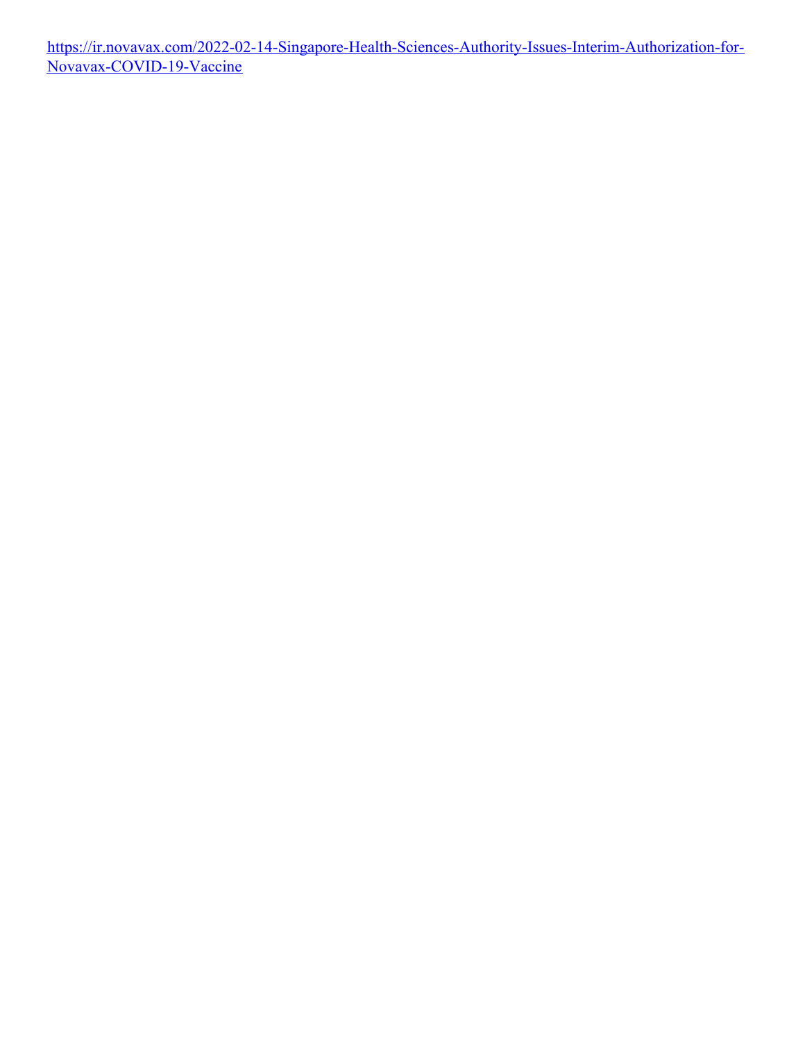https://ir.novavax.com/2022-02-14-Singapore-Health-Sciences-Authority-Issues-Interim-Authorization-for-Novavax-COVID-19-Vaccine